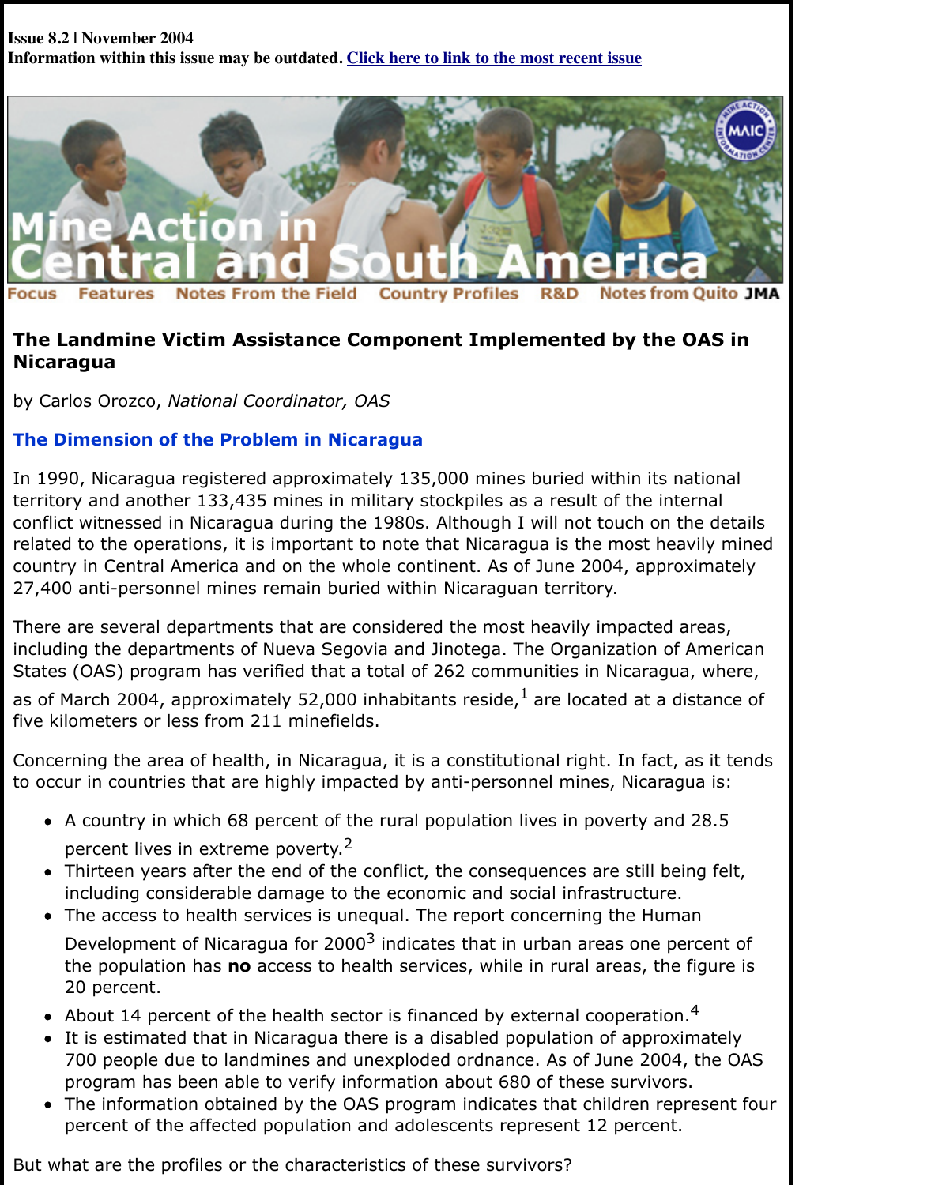**Issue 8.2 | November 2004**
**Information within this issue may be outdated. [Click here to link to the most recent issue]**

Focus Features Notes From the Field Country Profiles R&D Notes from Quito JMA

# The Landmine Victim Assistance Component Implemented by the OAS in Nicaragua

by Carlos Orozco, *National Coordinator, OAS*

## The Dimension of the Problem in Nicaragua

In 1990, Nicaragua registered approximately 135,000 mines buried within its national territory and another 133,435 mines in military stockpiles as a result of the internal conflict witnessed in Nicaragua during the 1980s. Although I will not touch on the details related to the operations, it is important to note that Nicaragua is the most heavily mined country in Central America and on the whole continent. As of June 2004, approximately 27,400 anti-personnel mines remain buried within Nicaraguan territory.

There are several departments that are considered the most heavily impacted areas, including the departments of Nueva Segovia and Jinotega. The Organization of American States (OAS) program has verified that a total of 262 communities in Nicaragua, where, as of March 2004, approximately 52,000 inhabitants reside,[1] are located at a distance of five kilometers or less from 211 minefields.

Concerning the area of health, in Nicaragua, it is a constitutional right. In fact, as it tends to occur in countries that are highly impacted by anti-personnel mines, Nicaragua is:

- A country in which 68 percent of the rural population lives in poverty and 28.5 percent lives in extreme poverty.[2]
- Thirteen years after the end of the conflict, the consequences are still being felt, including considerable damage to the economic and social infrastructure.
- The access to health services is unequal. The report concerning the Human Development of Nicaragua for 2000[3] indicates that in urban areas one percent of the population has **no** access to health services, while in rural areas, the figure is 20 percent.
- About 14 percent of the health sector is financed by external cooperation.[4]
- It is estimated that in Nicaragua there is a disabled population of approximately 700 people due to landmines and unexploded ordnance. As of June 2004, the OAS program has been able to verify information about 680 of these survivors.
- The information obtained by the OAS program indicates that children represent four percent of the affected population and adolescents represent 12 percent.

But what are the profiles or the characteristics of these survivors?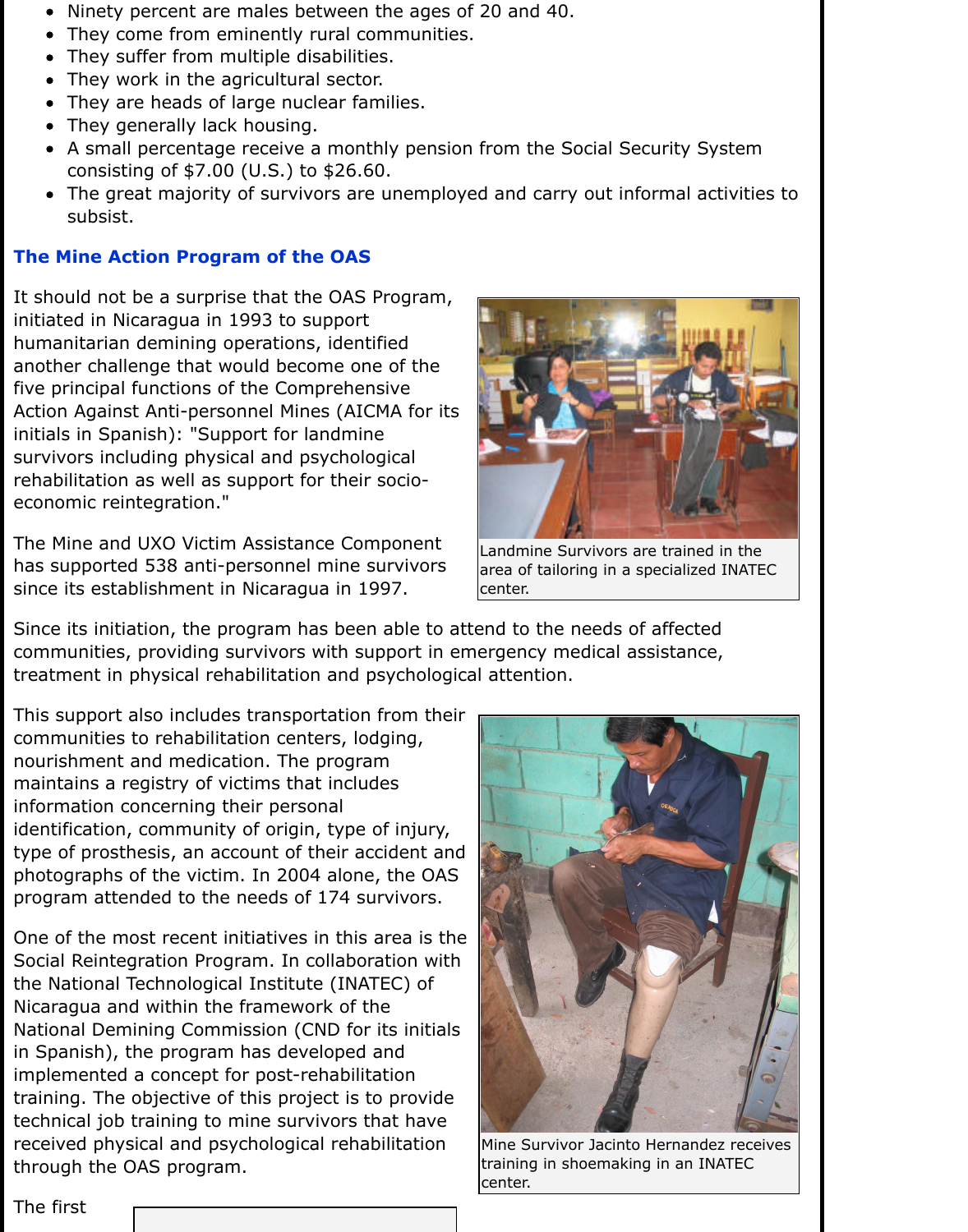- Ninety percent are males between the ages of 20 and 40.
- They come from eminently rural communities.
- They suffer from multiple disabilities.
- They work in the agricultural sector.
- They are heads of large nuclear families.
- They generally lack housing.
- A small percentage receive a monthly pension from the Social Security System consisting of $7.00 (U.S.) to $26.60.
- The great majority of survivors are unemployed and carry out informal activities to subsist.

## The Mine Action Program of the OAS

It should not be a surprise that the OAS Program, initiated in Nicaragua in 1993 to support humanitarian demining operations, identified another challenge that would become one of the five principal functions of the Comprehensive Action Against Anti-personnel Mines (AICMA for its initials in Spanish): "Support for landmine survivors including physical and psychological rehabilitation as well as support for their socio-economic reintegration."

Landmine Survivors are trained in the area of tailoring in a specialized INATEC center.

The Mine and UXO Victim Assistance Component has supported 538 anti-personnel mine survivors since its establishment in Nicaragua in 1997.

Since its initiation, the program has been able to attend to the needs of affected communities, providing survivors with support in emergency medical assistance, treatment in physical rehabilitation and psychological attention.

This support also includes transportation from their communities to rehabilitation centers, lodging, nourishment and medication. The program maintains a registry of victims that includes information concerning their personal identification, community of origin, type of injury, type of prosthesis, an account of their accident and photographs of the victim. In 2004 alone, the OAS program attended to the needs of 174 survivors.

Mine Survivor Jacinto Hernandez receives training in shoemaking in an INATEC center.

One of the most recent initiatives in this area is the Social Reintegration Program. In collaboration with the National Technological Institute (INATEC) of Nicaragua and within the framework of the National Demining Commission (CND for its initials in Spanish), the program has developed and implemented a concept for post-rehabilitation training. The objective of this project is to provide technical job training to mine survivors that have received physical and psychological rehabilitation through the OAS program.

The first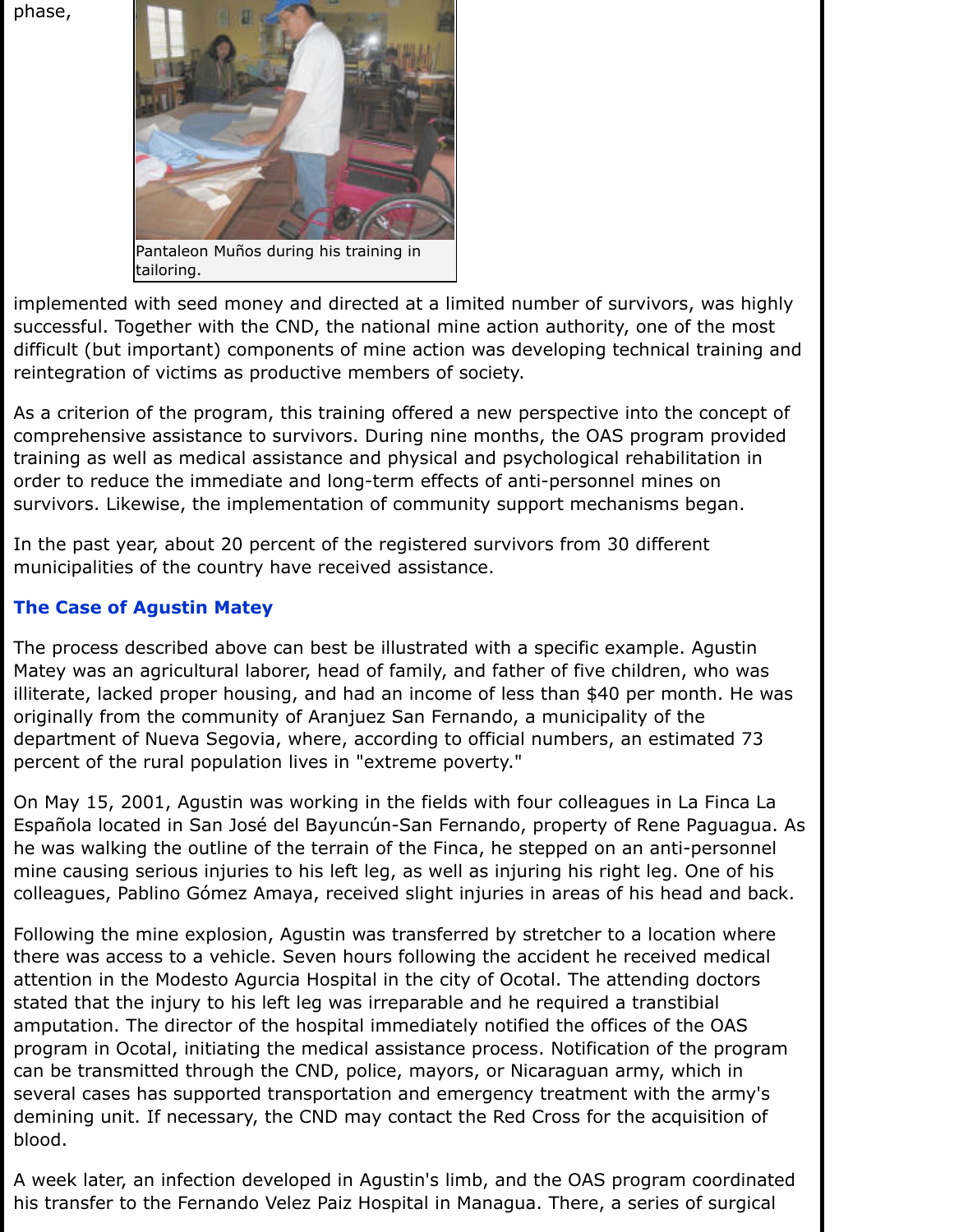phase,

Pantaleon Muños during his training in tailoring.

implemented with seed money and directed at a limited number of survivors, was highly successful. Together with the CND, the national mine action authority, one of the most difficult (but important) components of mine action was developing technical training and reintegration of victims as productive members of society.

As a criterion of the program, this training offered a new perspective into the concept of comprehensive assistance to survivors. During nine months, the OAS program provided training as well as medical assistance and physical and psychological rehabilitation in order to reduce the immediate and long-term effects of anti-personnel mines on survivors. Likewise, the implementation of community support mechanisms began.

In the past year, about 20 percent of the registered survivors from 30 different municipalities of the country have received assistance.

### The Case of Agustin Matey

The process described above can best be illustrated with a specific example. Agustin Matey was an agricultural laborer, head of family, and father of five children, who was illiterate, lacked proper housing, and had an income of less than $40 per month. He was originally from the community of Aranjuez San Fernando, a municipality of the department of Nueva Segovia, where, according to official numbers, an estimated 73 percent of the rural population lives in "extreme poverty."

On May 15, 2001, Agustin was working in the fields with four colleagues in La Finca La Española located in San José del Bayuncún-San Fernando, property of Rene Paguagua. As he was walking the outline of the terrain of the Finca, he stepped on an anti-personnel mine causing serious injuries to his left leg, as well as injuring his right leg. One of his colleagues, Pablino Gómez Amaya, received slight injuries in areas of his head and back.

Following the mine explosion, Agustin was transferred by stretcher to a location where there was access to a vehicle. Seven hours following the accident he received medical attention in the Modesto Agurcia Hospital in the city of Ocotal. The attending doctors stated that the injury to his left leg was irreparable and he required a transtibial amputation. The director of the hospital immediately notified the offices of the OAS program in Ocotal, initiating the medical assistance process. Notification of the program can be transmitted through the CND, police, mayors, or Nicaraguan army, which in several cases has supported transportation and emergency treatment with the army's demining unit. If necessary, the CND may contact the Red Cross for the acquisition of blood.

A week later, an infection developed in Agustin's limb, and the OAS program coordinated his transfer to the Fernando Velez Paiz Hospital in Managua. There, a series of surgical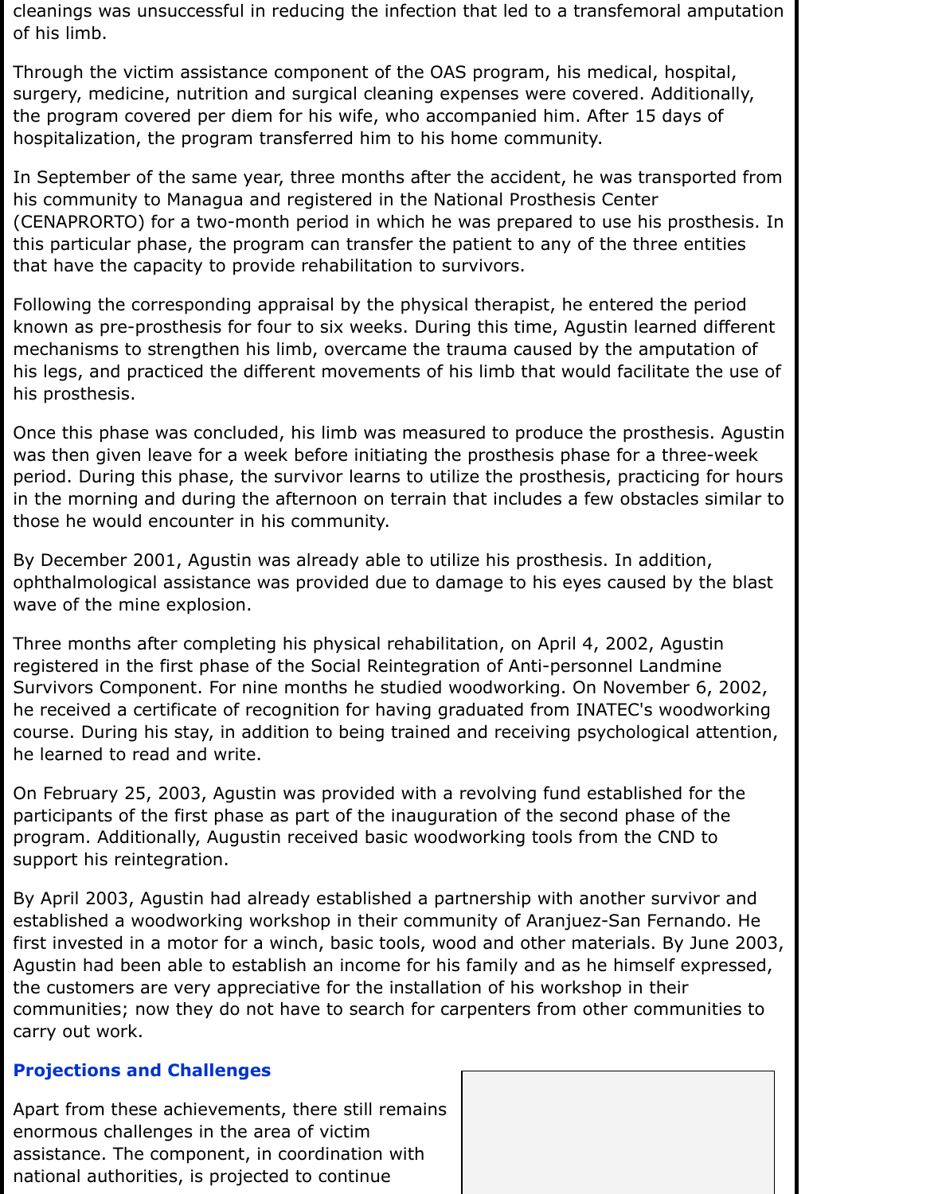cleanings was unsuccessful in reducing the infection that led to a transfemoral amputation of his limb.

Through the victim assistance component of the OAS program, his medical, hospital, surgery, medicine, nutrition and surgical cleaning expenses were covered. Additionally, the program covered per diem for his wife, who accompanied him. After 15 days of hospitalization, the program transferred him to his home community.

In September of the same year, three months after the accident, he was transported from his community to Managua and registered in the National Prosthesis Center (CENAPRORTO) for a two-month period in which he was prepared to use his prosthesis. In this particular phase, the program can transfer the patient to any of the three entities that have the capacity to provide rehabilitation to survivors.

Following the corresponding appraisal by the physical therapist, he entered the period known as pre-prosthesis for four to six weeks. During this time, Agustin learned different mechanisms to strengthen his limb, overcame the trauma caused by the amputation of his legs, and practiced the different movements of his limb that would facilitate the use of his prosthesis.

Once this phase was concluded, his limb was measured to produce the prosthesis. Agustin was then given leave for a week before initiating the prosthesis phase for a three-week period. During this phase, the survivor learns to utilize the prosthesis, practicing for hours in the morning and during the afternoon on terrain that includes a few obstacles similar to those he would encounter in his community.

By December 2001, Agustin was already able to utilize his prosthesis. In addition, ophthalmological assistance was provided due to damage to his eyes caused by the blast wave of the mine explosion.

Three months after completing his physical rehabilitation, on April 4, 2002, Agustin registered in the first phase of the Social Reintegration of Anti-personnel Landmine Survivors Component. For nine months he studied woodworking. On November 6, 2002, he received a certificate of recognition for having graduated from INATEC's woodworking course. During his stay, in addition to being trained and receiving psychological attention, he learned to read and write.

On February 25, 2003, Agustin was provided with a revolving fund established for the participants of the first phase as part of the inauguration of the second phase of the program. Additionally, Augustin received basic woodworking tools from the CND to support his reintegration.

By April 2003, Agustin had already established a partnership with another survivor and established a woodworking workshop in their community of Aranjuez-San Fernando. He first invested in a motor for a winch, basic tools, wood and other materials. By June 2003, Agustin had been able to establish an income for his family and as he himself expressed, the customers are very appreciative for the installation of his workshop in their communities; now they do not have to search for carpenters from other communities to carry out work.

## Projections and Challenges

Apart from these achievements, there still remains enormous challenges in the area of victim assistance. The component, in coordination with national authorities, is projected to continue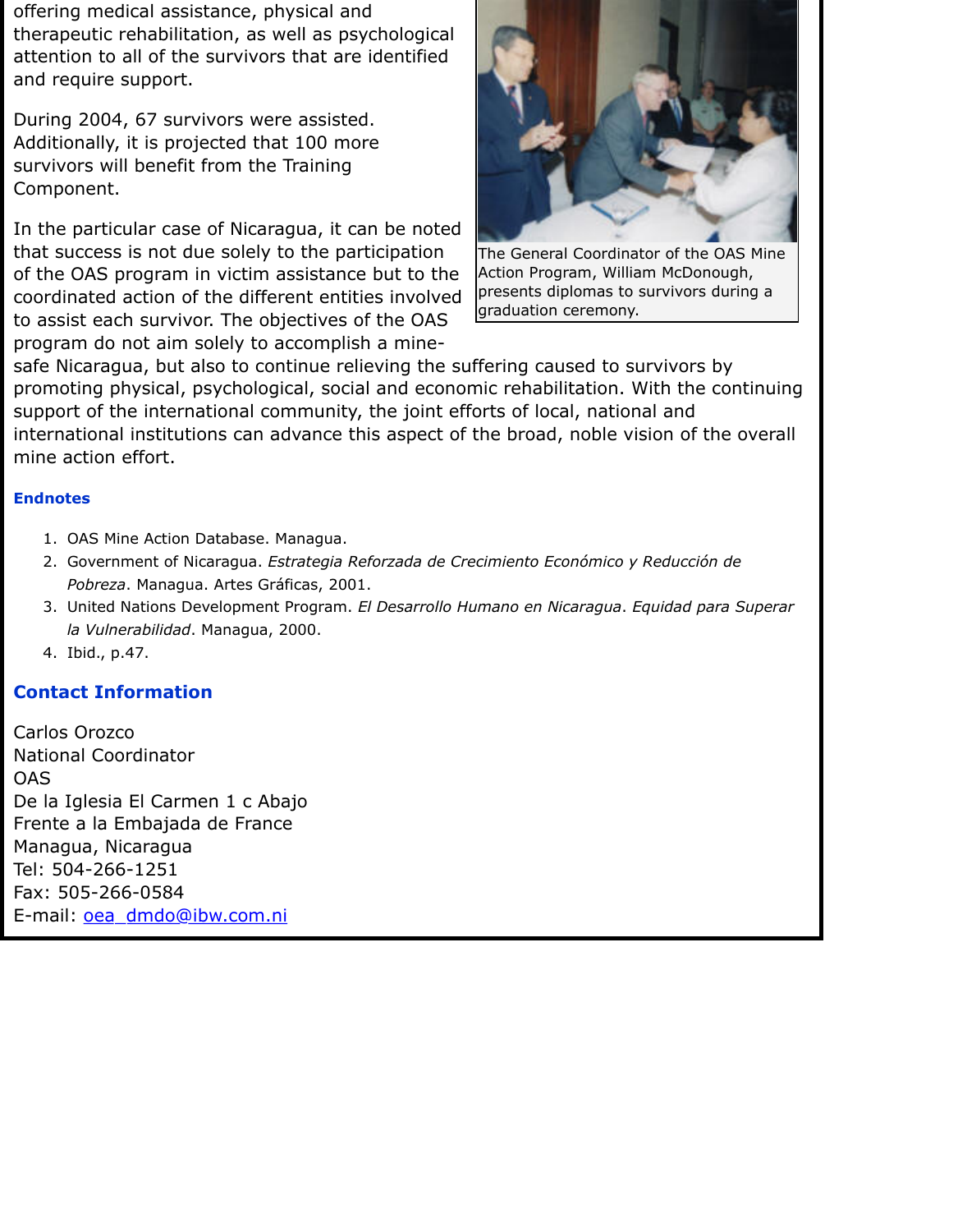offering medical assistance, physical and therapeutic rehabilitation, as well as psychological attention to all of the survivors that are identified and require support.

During 2004, 67 survivors were assisted. Additionally, it is projected that 100 more survivors will benefit from the Training Component.

In the particular case of Nicaragua, it can be noted that success is not due solely to the participation of the OAS program in victim assistance but to the coordinated action of the different entities involved to assist each survivor. The objectives of the OAS program do not aim solely to accomplish a mine-safe Nicaragua, but also to continue relieving the suffering caused to survivors by promoting physical, psychological, social and economic rehabilitation. With the continuing support of the international community, the joint efforts of local, national and international institutions can advance this aspect of the broad, noble vision of the overall mine action effort.

The General Coordinator of the OAS Mine Action Program, William McDonough, presents diplomas to survivors during a graduation ceremony.

## Endnotes

1. OAS Mine Action Database. Managua.
2. Government of Nicaragua. *Estrategia Reforzada de Crecimiento Económico y Reducción de Pobreza*. Managua. Artes Gráficas, 2001.
3. United Nations Development Program. *El Desarrollo Humano en Nicaragua*. *Equidad para Superar la Vulnerabilidad*. Managua, 2000.
4. Ibid., p.47.

## Contact Information

Carlos Orozco
National Coordinator
OAS
De la Iglesia El Carmen 1 c Abajo
Frente a la Embajada de France
Managua, Nicaragua
Tel: 504-266-1251
Fax: 505-266-0584
E-mail: oea_dmdo@ibw.com.ni